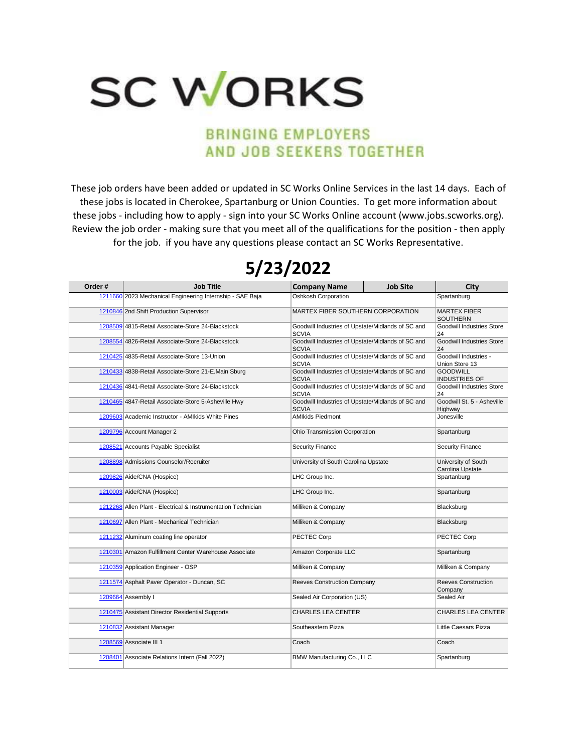# SC WORKS

BRINGING EMPLOYERS AND JOB SEEKERS TOGETHER

These job orders have been added or updated in SC Works Online Services in the last 14 days. Each of these jobs is located in Cherokee, Spartanburg or Union Counties. To get more information about these jobs - including how to apply - sign into your SC Works Online account (www.jobs.scworks.org). Review the job order - making sure that you meet all of the qualifications for the position - then apply for the job. if you have any questions please contact an SC Works Representative.

## 5/23/2022

| Order # | Job Title | Company Name | Job Site | City |
|---|---|---|---|---|
| 1211660 | 2023 Mechanical Engineering Internship - SAE Baja | Oshkosh Corporation | | Spartanburg |
| 1210846 | 2nd Shift Production Supervisor | MARTEX FIBER SOUTHERN CORPORATION | | MARTEX FIBER SOUTHERN |
| 1208509 | 4815-Retail Associate-Store 24-Blackstock | Goodwill Industries of Upstate/Midlands of SC and SCVIA | | Goodwill Industries Store 24 |
| 1208554 | 4826-Retail Associate-Store 24-Blackstock | Goodwill Industries of Upstate/Midlands of SC and SCVIA | | Goodwill Industries Store 24 |
| 1210425 | 4835-Retail Associate-Store 13-Union | Goodwill Industries of Upstate/Midlands of SC and SCVIA | | Goodwill Industries - Union Store 13 |
| 1210433 | 4838-Retail Associate-Store 21-E.Main Sburg | Goodwill Industries of Upstate/Midlands of SC and SCVIA | | GOODWILL INDUSTRIES OF |
| 1210436 | 4841-Retail Associate-Store 24-Blackstock | Goodwill Industries of Upstate/Midlands of SC and SCVIA | | Goodwill Industries Store 24 |
| 1210465 | 4847-Retail Associate-Store 5-Asheville Hwy | Goodwill Industries of Upstate/Midlands of SC and SCVIA | | Goodwill St. 5 - Asheville Highway |
| 1209603 | Academic Instructor - AMIkids White Pines | AMIkids Piedmont | | Jonesville |
| 1209796 | Account Manager 2 | Ohio Transmission Corporation | | Spartanburg |
| 1208521 | Accounts Payable Specialist | Security Finance | | Security Finance |
| 1208898 | Admissions Counselor/Recruiter | University of South Carolina Upstate | | University of South Carolina Upstate |
| 1209826 | Aide/CNA (Hospice) | LHC Group Inc. | | Spartanburg |
| 1210003 | Aide/CNA (Hospice) | LHC Group Inc. | | Spartanburg |
| 1212268 | Allen Plant - Electrical & Instrumentation Technician | Milliken & Company | | Blacksburg |
| 1210697 | Allen Plant - Mechanical Technician | Milliken & Company | | Blacksburg |
| 1211232 | Aluminum coating line operator | PECTEC Corp | | PECTEC Corp |
| 1210301 | Amazon Fulfillment Center Warehouse Associate | Amazon Corporate LLC | | Spartanburg |
| 1210359 | Application Engineer - OSP | Milliken & Company | | Milliken & Company |
| 1211574 | Asphalt Paver Operator - Duncan, SC | Reeves Construction Company | | Reeves Construction Company |
| 1209664 | Assembly I | Sealed Air Corporation (US) | | Sealed Air |
| 1210475 | Assistant Director Residential Supports | CHARLES LEA CENTER | | CHARLES LEA CENTER |
| 1210832 | Assistant Manager | Southeastern Pizza | | Little Caesars Pizza |
| 1208569 | Associate III 1 | Coach | | Coach |
| 1208401 | Associate Relations Intern (Fall 2022) | BMW Manufacturing Co., LLC | | Spartanburg |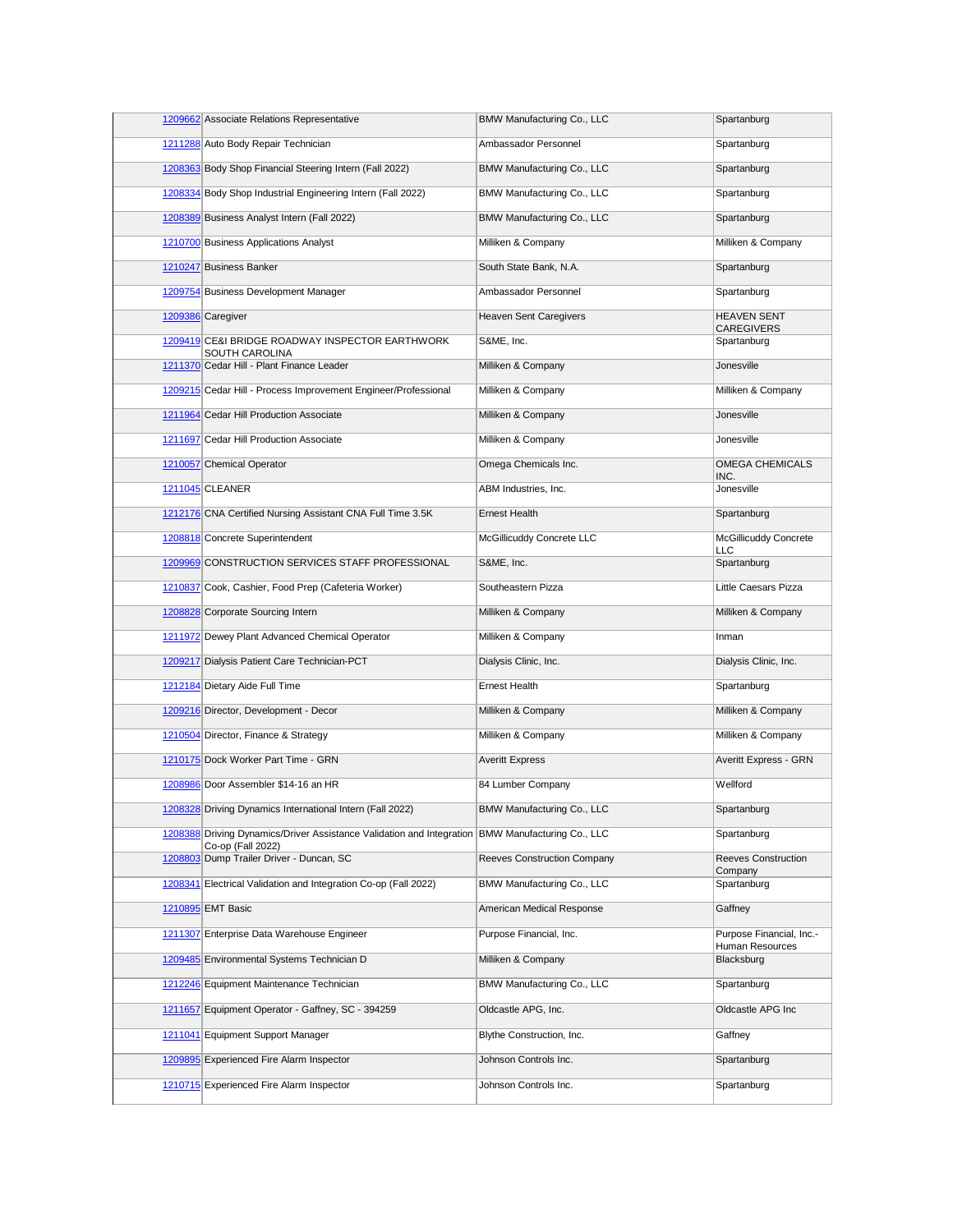| | | | |
|---|---|---|---|
| 1209662 | Associate Relations Representative | BMW Manufacturing Co., LLC | Spartanburg |
| 1211288 | Auto Body Repair Technician | Ambassador Personnel | Spartanburg |
| 1208363 | Body Shop Financial Steering Intern (Fall 2022) | BMW Manufacturing Co., LLC | Spartanburg |
| 1208334 | Body Shop Industrial Engineering Intern (Fall 2022) | BMW Manufacturing Co., LLC | Spartanburg |
| 1208389 | Business Analyst Intern (Fall 2022) | BMW Manufacturing Co., LLC | Spartanburg |
| 1210700 | Business Applications Analyst | Milliken & Company | Milliken & Company |
| 1210247 | Business Banker | South State Bank, N.A. | Spartanburg |
| 1209754 | Business Development Manager | Ambassador Personnel | Spartanburg |
| 1209386 | Caregiver | Heaven Sent Caregivers | HEAVEN SENT CAREGIVERS |
| 1209419 | CE&I BRIDGE ROADWAY INSPECTOR EARTHWORK SOUTH CAROLINA | S&ME, Inc. | Spartanburg |
| 1211370 | Cedar Hill - Plant Finance Leader | Milliken & Company | Jonesville |
| 1209215 | Cedar Hill - Process Improvement Engineer/Professional | Milliken & Company | Milliken & Company |
| 1211964 | Cedar Hill Production Associate | Milliken & Company | Jonesville |
| 1211697 | Cedar Hill Production Associate | Milliken & Company | Jonesville |
| 1210057 | Chemical Operator | Omega Chemicals Inc. | OMEGA CHEMICALS INC. |
| 1211045 | CLEANER | ABM Industries, Inc. | Jonesville |
| 1212176 | CNA Certified Nursing Assistant CNA Full Time 3.5K | Ernest Health | Spartanburg |
| 1208818 | Concrete Superintendent | McGillicuddy Concrete LLC | McGillicuddy Concrete LLC |
| 1209969 | CONSTRUCTION SERVICES STAFF PROFESSIONAL | S&ME, Inc. | Spartanburg |
| 1210837 | Cook, Cashier, Food Prep (Cafeteria Worker) | Southeastern Pizza | Little Caesars Pizza |
| 1208828 | Corporate Sourcing Intern | Milliken & Company | Milliken & Company |
| 1211972 | Dewey Plant Advanced Chemical Operator | Milliken & Company | Inman |
| 1209217 | Dialysis Patient Care Technician-PCT | Dialysis Clinic, Inc. | Dialysis Clinic, Inc. |
| 1212184 | Dietary Aide Full Time | Ernest Health | Spartanburg |
| 1209216 | Director, Development - Decor | Milliken & Company | Milliken & Company |
| 1210504 | Director, Finance & Strategy | Milliken & Company | Milliken & Company |
| 1210175 | Dock Worker Part Time - GRN | Averitt Express | Averitt Express - GRN |
| 1208986 | Door Assembler $14-16 an HR | 84 Lumber Company | Wellford |
| 1208328 | Driving Dynamics International Intern (Fall 2022) | BMW Manufacturing Co., LLC | Spartanburg |
| 1208388 | Driving Dynamics/Driver Assistance Validation and Integration Co-op (Fall 2022) | BMW Manufacturing Co., LLC | Spartanburg |
| 1208803 | Dump Trailer Driver - Duncan, SC | Reeves Construction Company | Reeves Construction Company |
| 1208341 | Electrical Validation and Integration Co-op (Fall 2022) | BMW Manufacturing Co., LLC | Spartanburg |
| 1210895 | EMT Basic | American Medical Response | Gaffney |
| 1211307 | Enterprise Data Warehouse Engineer | Purpose Financial, Inc. | Purpose Financial, Inc.- Human Resources |
| 1209485 | Environmental Systems Technician D | Milliken & Company | Blacksburg |
| 1212246 | Equipment Maintenance Technician | BMW Manufacturing Co., LLC | Spartanburg |
| 1211657 | Equipment Operator - Gaffney, SC - 394259 | Oldcastle APG, Inc. | Oldcastle APG Inc |
| 1211041 | Equipment Support Manager | Blythe Construction, Inc. | Gaffney |
| 1209895 | Experienced Fire Alarm Inspector | Johnson Controls Inc. | Spartanburg |
| 1210715 | Experienced Fire Alarm Inspector | Johnson Controls Inc. | Spartanburg |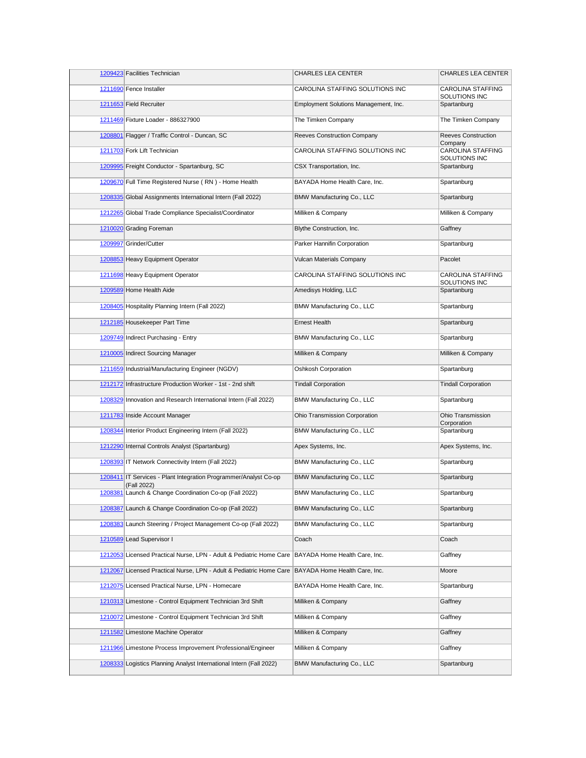| | | | |
|---|---|---|---|
| 1209423 | Facilities Technician | CHARLES LEA CENTER | CHARLES LEA CENTER |
| 1211690 | Fence Installer | CAROLINA STAFFING SOLUTIONS INC | CAROLINA STAFFING SOLUTIONS INC |
| 1211653 | Field Recruiter | Employment Solutions Management, Inc. | Spartanburg |
| 1211469 | Fixture Loader - 886327900 | The Timken Company | The Timken Company |
| 1208801 | Flagger / Traffic Control - Duncan, SC | Reeves Construction Company | Reeves Construction Company |
| 1211703 | Fork Lift Technician | CAROLINA STAFFING SOLUTIONS INC | CAROLINA STAFFING SOLUTIONS INC |
| 1209995 | Freight Conductor - Spartanburg, SC | CSX Transportation, Inc. | Spartanburg |
| 1209670 | Full Time Registered Nurse ( RN ) - Home Health | BAYADA Home Health Care, Inc. | Spartanburg |
| 1208335 | Global Assignments International Intern (Fall 2022) | BMW Manufacturing Co., LLC | Spartanburg |
| 1212265 | Global Trade Compliance Specialist/Coordinator | Milliken & Company | Milliken & Company |
| 1210020 | Grading Foreman | Blythe Construction, Inc. | Gaffney |
| 1209997 | Grinder/Cutter | Parker Hannifin Corporation | Spartanburg |
| 1208853 | Heavy Equipment Operator | Vulcan Materials Company | Pacolet |
| 1211698 | Heavy Equipment Operator | CAROLINA STAFFING SOLUTIONS INC | CAROLINA STAFFING SOLUTIONS INC |
| 1209589 | Home Health Aide | Amedisys Holding, LLC | Spartanburg |
| 1208405 | Hospitality Planning Intern (Fall 2022) | BMW Manufacturing Co., LLC | Spartanburg |
| 1212185 | Housekeeper Part Time | Ernest Health | Spartanburg |
| 1209749 | Indirect Purchasing - Entry | BMW Manufacturing Co., LLC | Spartanburg |
| 1210005 | Indirect Sourcing Manager | Milliken & Company | Milliken & Company |
| 1211659 | Industrial/Manufacturing Engineer (NGDV) | Oshkosh Corporation | Spartanburg |
| 1212172 | Infrastructure Production Worker - 1st - 2nd shift | Tindall Corporation | Tindall Corporation |
| 1208329 | Innovation and Research International Intern (Fall 2022) | BMW Manufacturing Co., LLC | Spartanburg |
| 1211783 | Inside Account Manager | Ohio Transmission Corporation | Ohio Transmission Corporation |
| 1208344 | Interior Product Engineering Intern (Fall 2022) | BMW Manufacturing Co., LLC | Spartanburg |
| 1212290 | Internal Controls Analyst (Spartanburg) | Apex Systems, Inc. | Apex Systems, Inc. |
| 1208393 | IT Network Connectivity Intern (Fall 2022) | BMW Manufacturing Co., LLC | Spartanburg |
| 1208411 | IT Services - Plant Integration Programmer/Analyst Co-op (Fall 2022) | BMW Manufacturing Co., LLC | Spartanburg |
| 1208381 | Launch & Change Coordination Co-op (Fall 2022) | BMW Manufacturing Co., LLC | Spartanburg |
| 1208387 | Launch & Change Coordination Co-op (Fall 2022) | BMW Manufacturing Co., LLC | Spartanburg |
| 1208383 | Launch Steering / Project Management Co-op (Fall 2022) | BMW Manufacturing Co., LLC | Spartanburg |
| 1210589 | Lead Supervisor I | Coach | Coach |
| 1212053 | Licensed Practical Nurse, LPN - Adult & Pediatric Home Care | BAYADA Home Health Care, Inc. | Gaffney |
| 1212067 | Licensed Practical Nurse, LPN - Adult & Pediatric Home Care | BAYADA Home Health Care, Inc. | Moore |
| 1212075 | Licensed Practical Nurse, LPN - Homecare | BAYADA Home Health Care, Inc. | Spartanburg |
| 1210313 | Limestone - Control Equipment Technician 3rd Shift | Milliken & Company | Gaffney |
| 1210072 | Limestone - Control Equipment Technician 3rd Shift | Milliken & Company | Gaffney |
| 1211582 | Limestone Machine Operator | Milliken & Company | Gaffney |
| 1211966 | Limestone Process Improvement Professional/Engineer | Milliken & Company | Gaffney |
| 1208333 | Logistics Planning Analyst International Intern (Fall 2022) | BMW Manufacturing Co., LLC | Spartanburg |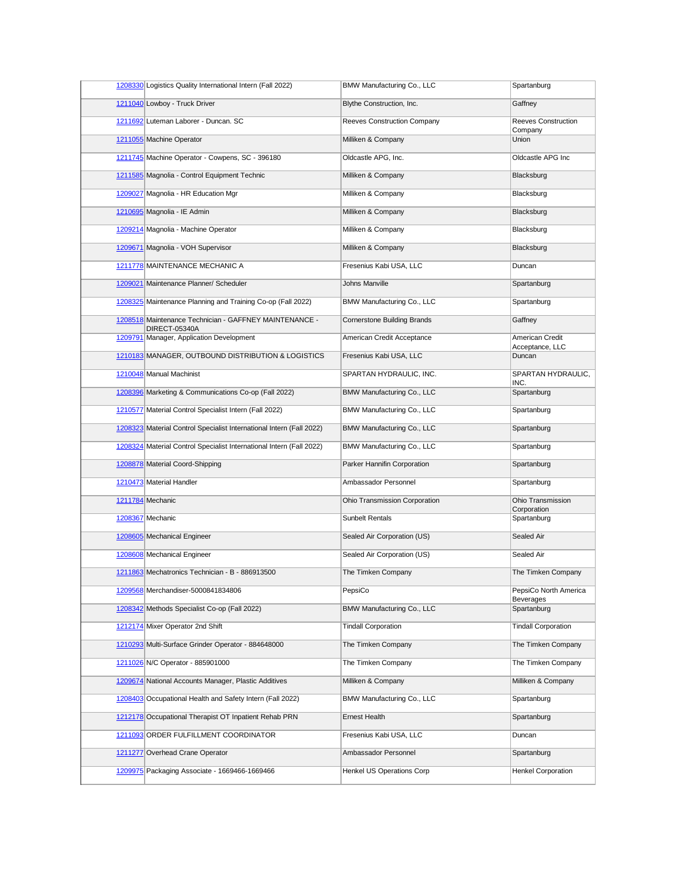| | | | |
|---|---|---|---|
| 1208330 | Logistics Quality International Intern (Fall 2022) | BMW Manufacturing Co., LLC | Spartanburg |
| 1211040 | Lowboy - Truck Driver | Blythe Construction, Inc. | Gaffney |
| 1211692 | Luteman Laborer - Duncan. SC | Reeves Construction Company | Reeves Construction Company |
| 1211055 | Machine Operator | Milliken & Company | Union |
| 1211745 | Machine Operator - Cowpens, SC - 396180 | Oldcastle APG, Inc. | Oldcastle APG Inc |
| 1211585 | Magnolia - Control Equipment Technic | Milliken & Company | Blacksburg |
| 1209027 | Magnolia - HR Education Mgr | Milliken & Company | Blacksburg |
| 1210695 | Magnolia - IE Admin | Milliken & Company | Blacksburg |
| 1209214 | Magnolia - Machine Operator | Milliken & Company | Blacksburg |
| 1209671 | Magnolia - VOH Supervisor | Milliken & Company | Blacksburg |
| 1211778 | MAINTENANCE MECHANIC A | Fresenius Kabi USA, LLC | Duncan |
| 1209021 | Maintenance Planner/ Scheduler | Johns Manville | Spartanburg |
| 1208325 | Maintenance Planning and Training Co-op (Fall 2022) | BMW Manufacturing Co., LLC | Spartanburg |
| 1208518 | Maintenance Technician - GAFFNEY MAINTENANCE - DIRECT-05340A | Cornerstone Building Brands | Gaffney |
| 1209791 | Manager, Application Development | American Credit Acceptance | American Credit Acceptance, LLC |
| 1210183 | MANAGER, OUTBOUND DISTRIBUTION & LOGISTICS | Fresenius Kabi USA, LLC | Duncan |
| 1210048 | Manual Machinist | SPARTAN HYDRAULIC, INC. | SPARTAN HYDRAULIC, INC. |
| 1208396 | Marketing & Communications Co-op (Fall 2022) | BMW Manufacturing Co., LLC | Spartanburg |
| 1210577 | Material Control Specialist Intern (Fall 2022) | BMW Manufacturing Co., LLC | Spartanburg |
| 1208323 | Material Control Specialist International Intern (Fall 2022) | BMW Manufacturing Co., LLC | Spartanburg |
| 1208324 | Material Control Specialist International Intern (Fall 2022) | BMW Manufacturing Co., LLC | Spartanburg |
| 1208878 | Material Coord-Shipping | Parker Hannifin Corporation | Spartanburg |
| 1210473 | Material Handler | Ambassador Personnel | Spartanburg |
| 1211784 | Mechanic | Ohio Transmission Corporation | Ohio Transmission Corporation |
| 1208367 | Mechanic | Sunbelt Rentals | Spartanburg |
| 1208605 | Mechanical Engineer | Sealed Air Corporation (US) | Sealed Air |
| 1208608 | Mechanical Engineer | Sealed Air Corporation (US) | Sealed Air |
| 1211863 | Mechatronics Technician - B - 886913500 | The Timken Company | The Timken Company |
| 1209568 | Merchandiser-5000841834806 | PepsiCo | PepsiCo North America Beverages |
| 1208342 | Methods Specialist Co-op (Fall 2022) | BMW Manufacturing Co., LLC | Spartanburg |
| 1212174 | Mixer Operator 2nd Shift | Tindall Corporation | Tindall Corporation |
| 1210293 | Multi-Surface Grinder Operator - 884648000 | The Timken Company | The Timken Company |
| 1211026 | N/C Operator - 885901000 | The Timken Company | The Timken Company |
| 1209674 | National Accounts Manager, Plastic Additives | Milliken & Company | Milliken & Company |
| 1208403 | Occupational Health and Safety Intern (Fall 2022) | BMW Manufacturing Co., LLC | Spartanburg |
| 1212178 | Occupational Therapist OT Inpatient Rehab PRN | Ernest Health | Spartanburg |
| 1211093 | ORDER FULFILLMENT COORDINATOR | Fresenius Kabi USA, LLC | Duncan |
| 1211277 | Overhead Crane Operator | Ambassador Personnel | Spartanburg |
| 1209975 | Packaging Associate - 1669466-1669466 | Henkel US Operations Corp | Henkel Corporation |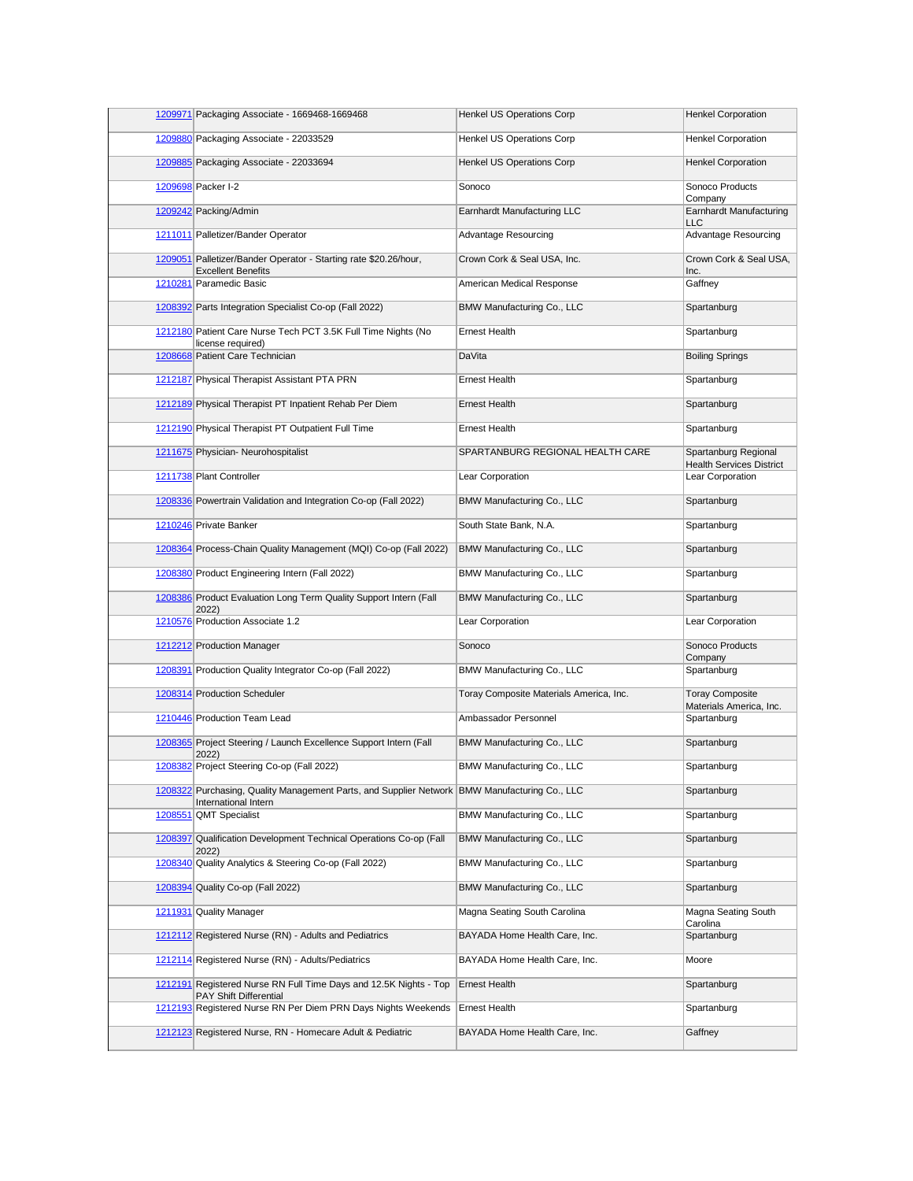| | | | |
|---|---|---|---|
| 1209971 | Packaging Associate - 1669468-1669468 | Henkel US Operations Corp | Henkel Corporation |
| 1209880 | Packaging Associate - 22033529 | Henkel US Operations Corp | Henkel Corporation |
| 1209885 | Packaging Associate - 22033694 | Henkel US Operations Corp | Henkel Corporation |
| 1209698 | Packer I-2 | Sonoco | Sonoco Products Company |
| 1209242 | Packing/Admin | Earnhardt Manufacturing LLC | Earnhardt Manufacturing LLC |
| 1211011 | Palletizer/Bander Operator | Advantage Resourcing | Advantage Resourcing |
| 1209051 | Palletizer/Bander Operator - Starting rate $20.26/hour, Excellent Benefits | Crown Cork & Seal USA, Inc. | Crown Cork & Seal USA, Inc. |
| 1210281 | Paramedic Basic | American Medical Response | Gaffney |
| 1208392 | Parts Integration Specialist Co-op (Fall 2022) | BMW Manufacturing Co., LLC | Spartanburg |
| 1212180 | Patient Care Nurse Tech PCT 3.5K Full Time Nights (No license required) | Ernest Health | Spartanburg |
| 1208668 | Patient Care Technician | DaVita | Boiling Springs |
| 1212187 | Physical Therapist Assistant PTA PRN | Ernest Health | Spartanburg |
| 1212189 | Physical Therapist PT Inpatient Rehab Per Diem | Ernest Health | Spartanburg |
| 1212190 | Physical Therapist PT Outpatient Full Time | Ernest Health | Spartanburg |
| 1211675 | Physician- Neurohospitalist | SPARTANBURG REGIONAL HEALTH CARE | Spartanburg Regional Health Services District |
| 1211738 | Plant Controller | Lear Corporation | Lear Corporation |
| 1208336 | Powertrain Validation and Integration Co-op (Fall 2022) | BMW Manufacturing Co., LLC | Spartanburg |
| 1210246 | Private Banker | South State Bank, N.A. | Spartanburg |
| 1208364 | Process-Chain Quality Management (MQI) Co-op (Fall 2022) | BMW Manufacturing Co., LLC | Spartanburg |
| 1208380 | Product Engineering Intern (Fall 2022) | BMW Manufacturing Co., LLC | Spartanburg |
| 1208386 | Product Evaluation Long Term Quality Support Intern (Fall 2022) | BMW Manufacturing Co., LLC | Spartanburg |
| 1210576 | Production Associate 1.2 | Lear Corporation | Lear Corporation |
| 1212212 | Production Manager | Sonoco | Sonoco Products Company |
| 1208391 | Production Quality Integrator Co-op (Fall 2022) | BMW Manufacturing Co., LLC | Spartanburg |
| 1208314 | Production Scheduler | Toray Composite Materials America, Inc. | Toray Composite Materials America, Inc. |
| 1210446 | Production Team Lead | Ambassador Personnel | Spartanburg |
| 1208365 | Project Steering / Launch Excellence Support Intern (Fall 2022) | BMW Manufacturing Co., LLC | Spartanburg |
| 1208382 | Project Steering Co-op (Fall 2022) | BMW Manufacturing Co., LLC | Spartanburg |
| 1208322 | Purchasing, Quality Management Parts, and Supplier Network International Intern | BMW Manufacturing Co., LLC | Spartanburg |
| 1208551 | QMT Specialist | BMW Manufacturing Co., LLC | Spartanburg |
| 1208397 | Qualification Development Technical Operations Co-op (Fall 2022) | BMW Manufacturing Co., LLC | Spartanburg |
| 1208340 | Quality Analytics & Steering Co-op (Fall 2022) | BMW Manufacturing Co., LLC | Spartanburg |
| 1208394 | Quality Co-op (Fall 2022) | BMW Manufacturing Co., LLC | Spartanburg |
| 1211931 | Quality Manager | Magna Seating South Carolina | Magna Seating South Carolina |
| 1212112 | Registered Nurse (RN) - Adults and Pediatrics | BAYADA Home Health Care, Inc. | Spartanburg |
| 1212114 | Registered Nurse (RN) - Adults/Pediatrics | BAYADA Home Health Care, Inc. | Moore |
| 1212191 | Registered Nurse RN Full Time Days and 12.5K Nights - Top PAY Shift Differential | Ernest Health | Spartanburg |
| 1212193 | Registered Nurse RN Per Diem PRN Days Nights Weekends | Ernest Health | Spartanburg |
| 1212123 | Registered Nurse, RN - Homecare Adult & Pediatric | BAYADA Home Health Care, Inc. | Gaffney |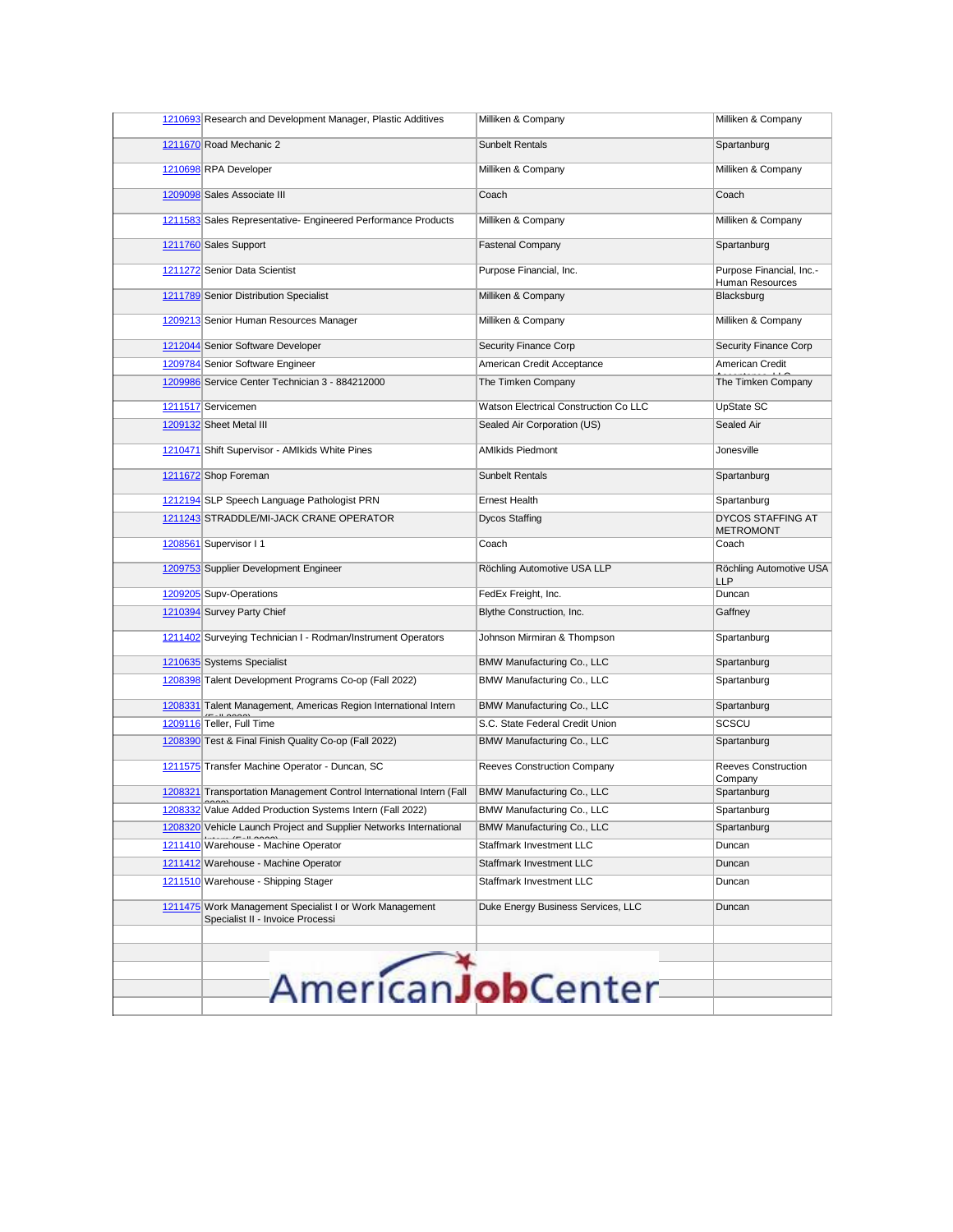| | | | |
|---|---|---|---|
| 1210693 | Research and Development Manager, Plastic Additives | Milliken & Company | Milliken & Company |
| 1211670 | Road Mechanic 2 | Sunbelt Rentals | Spartanburg |
| 1210698 | RPA Developer | Milliken & Company | Milliken & Company |
| 1209098 | Sales Associate III | Coach | Coach |
| 1211583 | Sales Representative- Engineered Performance Products | Milliken & Company | Milliken & Company |
| 1211760 | Sales Support | Fastenal Company | Spartanburg |
| 1211272 | Senior Data Scientist | Purpose Financial, Inc. | Purpose Financial, Inc.- Human Resources |
| 1211789 | Senior Distribution Specialist | Milliken & Company | Blacksburg |
| 1209213 | Senior Human Resources Manager | Milliken & Company | Milliken & Company |
| 1212044 | Senior Software Developer | Security Finance Corp | Security Finance Corp |
| 1209784 | Senior Software Engineer | American Credit Acceptance | American Credit Acceptance, LLC |
| 1209986 | Service Center Technician 3 - 884212000 | The Timken Company | The Timken Company |
| 1211517 | Servicemen | Watson Electrical Construction Co LLC | UpState SC |
| 1209132 | Sheet Metal III | Sealed Air Corporation (US) | Sealed Air |
| 1210471 | Shift Supervisor - AMIkids White Pines | AMIkids Piedmont | Jonesville |
| 1211672 | Shop Foreman | Sunbelt Rentals | Spartanburg |
| 1212194 | SLP Speech Language Pathologist PRN | Ernest Health | Spartanburg |
| 1211243 | STRADDLE/MI-JACK CRANE OPERATOR | Dycos Staffing | DYCOS STAFFING AT METROMONT |
| 1208561 | Supervisor I 1 | Coach | Coach |
| 1209753 | Supplier Development Engineer | Röchling Automotive USA LLP | Röchling Automotive USA LLP |
| 1209205 | Supv-Operations | FedEx Freight, Inc. | Duncan |
| 1210394 | Survey Party Chief | Blythe Construction, Inc. | Gaffney |
| 1211402 | Surveying Technician I - Rodman/Instrument Operators | Johnson Mirmiran & Thompson | Spartanburg |
| 1210635 | Systems Specialist | BMW Manufacturing Co., LLC | Spartanburg |
| 1208398 | Talent Development Programs Co-op (Fall 2022) | BMW Manufacturing Co., LLC | Spartanburg |
| 1208331 | Talent Management, Americas Region International Intern (Fall 2022) | BMW Manufacturing Co., LLC | Spartanburg |
| 1209116 | Teller, Full Time | S.C. State Federal Credit Union | SCSCU |
| 1208390 | Test & Final Finish Quality Co-op (Fall 2022) | BMW Manufacturing Co., LLC | Spartanburg |
| 1211575 | Transfer Machine Operator - Duncan, SC | Reeves Construction Company | Reeves Construction Company |
| 1208321 | Transportation Management Control International Intern (Fall 2022) | BMW Manufacturing Co., LLC | Spartanburg |
| 1208332 | Value Added Production Systems Intern (Fall 2022) | BMW Manufacturing Co., LLC | Spartanburg |
| 1208320 | Vehicle Launch Project and Supplier Networks International Intern (Fall 2022) | BMW Manufacturing Co., LLC | Spartanburg |
| 1211410 | Warehouse - Machine Operator | Staffmark Investment LLC | Duncan |
| 1211412 | Warehouse - Machine Operator | Staffmark Investment LLC | Duncan |
| 1211510 | Warehouse - Shipping Stager | Staffmark Investment LLC | Duncan |
| 1211475 | Work Management Specialist I or Work Management Specialist II - Invoice Processi | Duke Energy Business Services, LLC | Duncan |

AmericanJobCenter